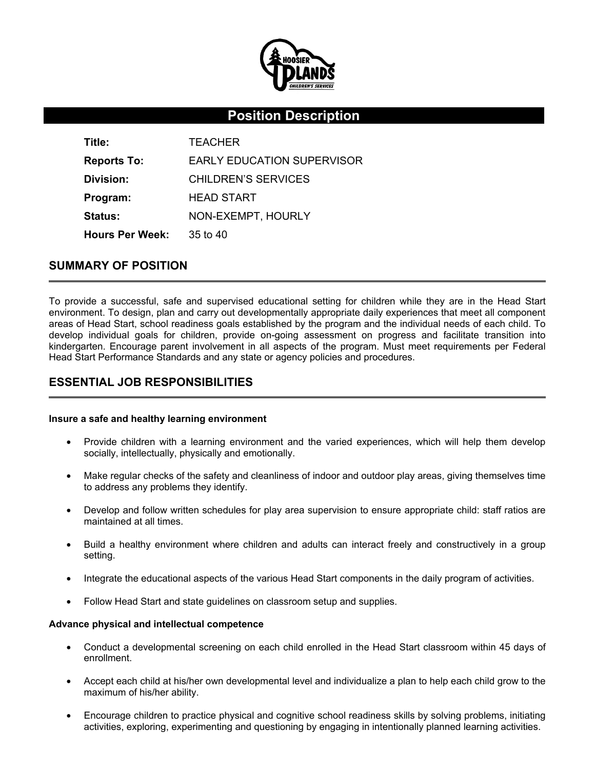# Position Description

| | |
|---|---|
| **Title:** | TEACHER |
| **Reports To:** | EARLY EDUCATION SUPERVISOR |
| **Division:** | CHILDREN'S SERVICES |
| **Program:** | HEAD START |
| **Status:** | NON-EXEMPT, HOURLY |
| **Hours Per Week:** | 35 to 40 |

## SUMMARY OF POSITION

To provide a successful, safe and supervised educational setting for children while they are in the Head Start environment. To design, plan and carry out developmentally appropriate daily experiences that meet all component areas of Head Start, school readiness goals established by the program and the individual needs of each child. To develop individual goals for children, provide on-going assessment on progress and facilitate transition into kindergarten. Encourage parent involvement in all aspects of the program. Must meet requirements per Federal Head Start Performance Standards and any state or agency policies and procedures.

## ESSENTIAL JOB RESPONSIBILITIES

**Insure a safe and healthy learning environment**

- Provide children with a learning environment and the varied experiences, which will help them develop socially, intellectually, physically and emotionally.
- Make regular checks of the safety and cleanliness of indoor and outdoor play areas, giving themselves time to address any problems they identify.
- Develop and follow written schedules for play area supervision to ensure appropriate child: staff ratios are maintained at all times.
- Build a healthy environment where children and adults can interact freely and constructively in a group setting.
- Integrate the educational aspects of the various Head Start components in the daily program of activities.
- Follow Head Start and state guidelines on classroom setup and supplies.

**Advance physical and intellectual competence**

- Conduct a developmental screening on each child enrolled in the Head Start classroom within 45 days of enrollment.
- Accept each child at his/her own developmental level and individualize a plan to help each child grow to the maximum of his/her ability.
- Encourage children to practice physical and cognitive school readiness skills by solving problems, initiating activities, exploring, experimenting and questioning by engaging in intentionally planned learning activities.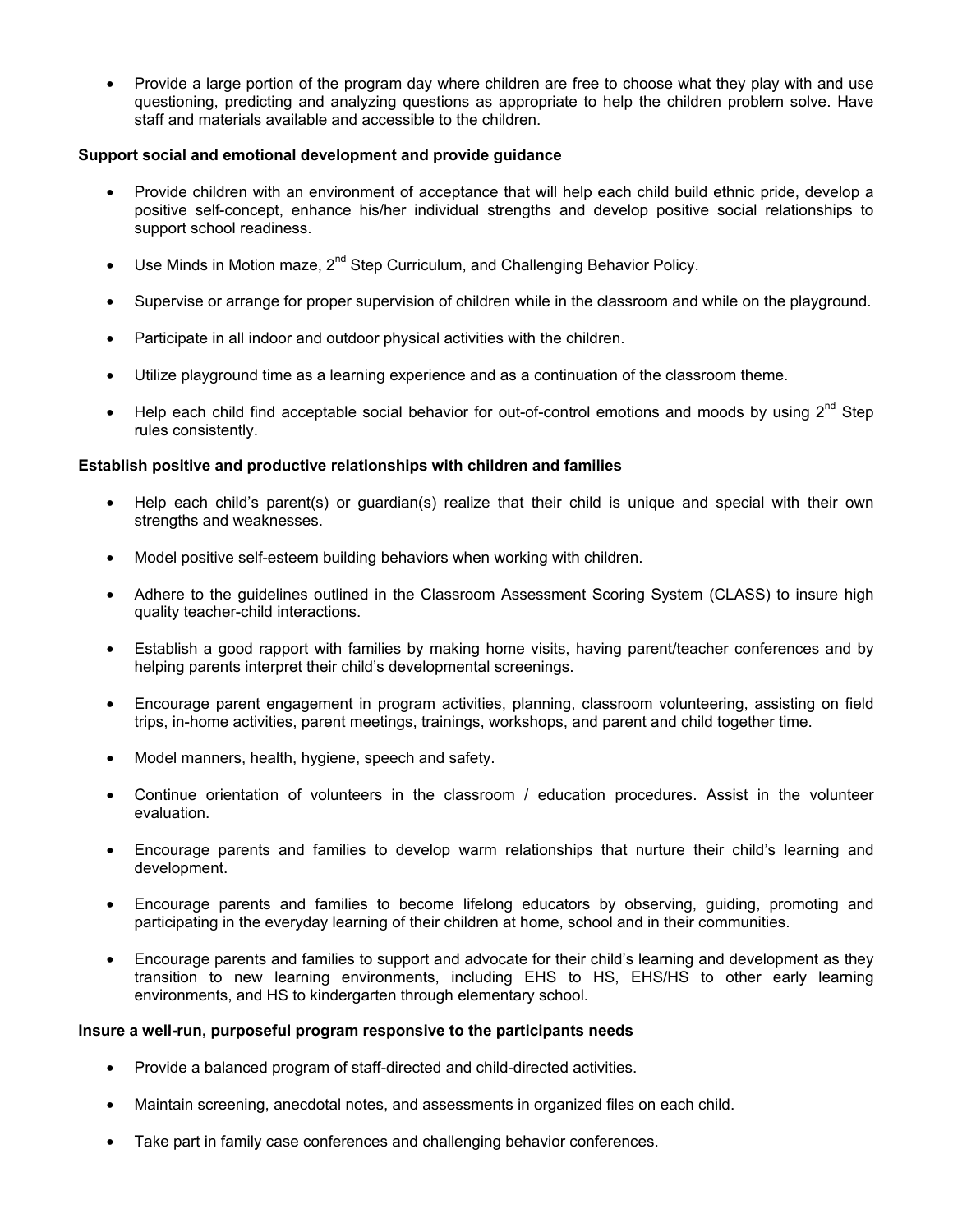- Provide a large portion of the program day where children are free to choose what they play with and use questioning, predicting and analyzing questions as appropriate to help the children problem solve. Have staff and materials available and accessible to the children.

**Support social and emotional development and provide guidance**

- Provide children with an environment of acceptance that will help each child build ethnic pride, develop a positive self-concept, enhance his/her individual strengths and develop positive social relationships to support school readiness.
- Use Minds in Motion maze, 2nd Step Curriculum, and Challenging Behavior Policy.
- Supervise or arrange for proper supervision of children while in the classroom and while on the playground.
- Participate in all indoor and outdoor physical activities with the children.
- Utilize playground time as a learning experience and as a continuation of the classroom theme.
- Help each child find acceptable social behavior for out-of-control emotions and moods by using 2nd Step rules consistently.

**Establish positive and productive relationships with children and families**

- Help each child's parent(s) or guardian(s) realize that their child is unique and special with their own strengths and weaknesses.
- Model positive self-esteem building behaviors when working with children.
- Adhere to the guidelines outlined in the Classroom Assessment Scoring System (CLASS) to insure high quality teacher-child interactions.
- Establish a good rapport with families by making home visits, having parent/teacher conferences and by helping parents interpret their child's developmental screenings.
- Encourage parent engagement in program activities, planning, classroom volunteering, assisting on field trips, in-home activities, parent meetings, trainings, workshops, and parent and child together time.
- Model manners, health, hygiene, speech and safety.
- Continue orientation of volunteers in the classroom / education procedures. Assist in the volunteer evaluation.
- Encourage parents and families to develop warm relationships that nurture their child's learning and development.
- Encourage parents and families to become lifelong educators by observing, guiding, promoting and participating in the everyday learning of their children at home, school and in their communities.
- Encourage parents and families to support and advocate for their child's learning and development as they transition to new learning environments, including EHS to HS, EHS/HS to other early learning environments, and HS to kindergarten through elementary school.

**Insure a well-run, purposeful program responsive to the participants needs**

- Provide a balanced program of staff-directed and child-directed activities.
- Maintain screening, anecdotal notes, and assessments in organized files on each child.
- Take part in family case conferences and challenging behavior conferences.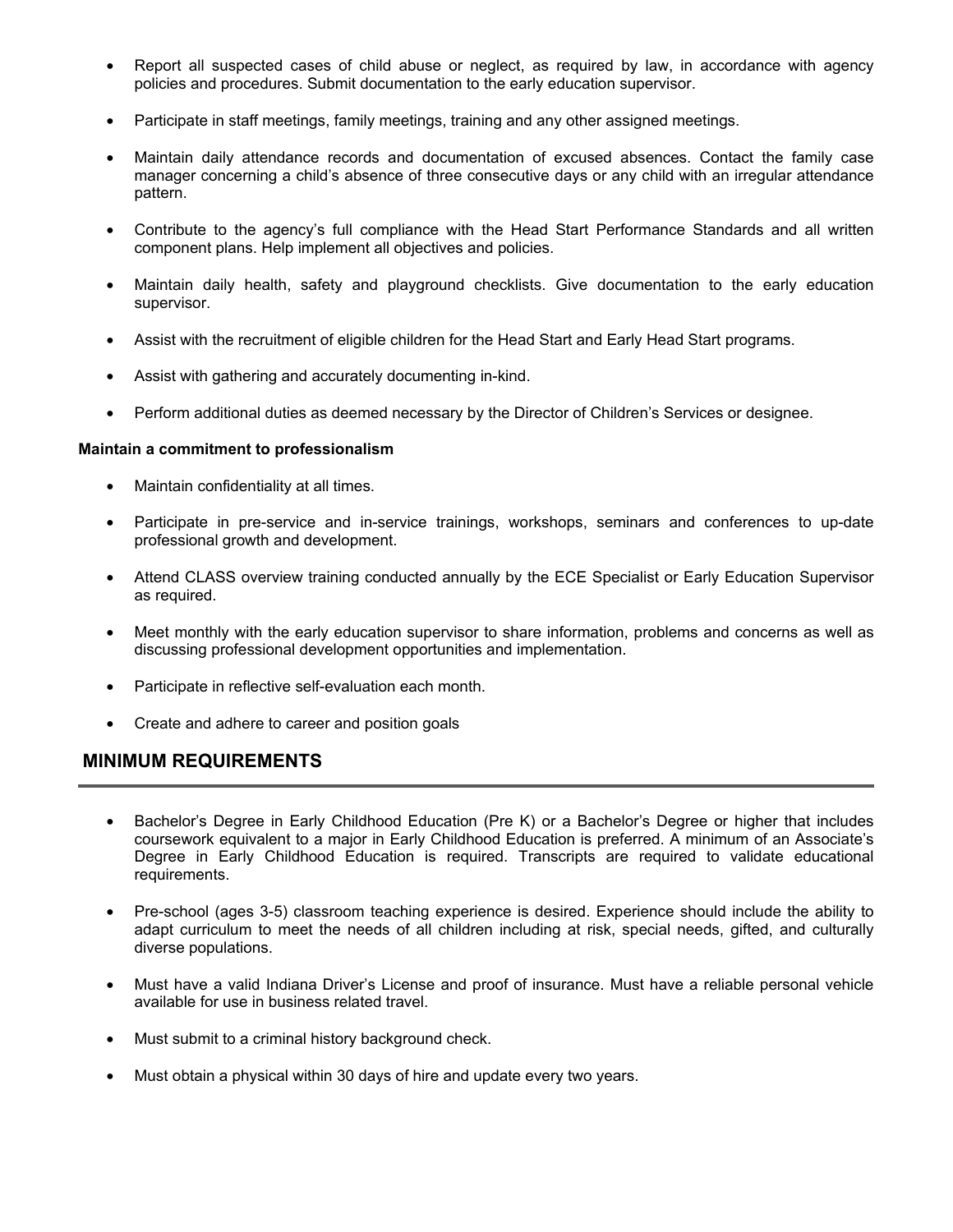- Report all suspected cases of child abuse or neglect, as required by law, in accordance with agency policies and procedures. Submit documentation to the early education supervisor.
- Participate in staff meetings, family meetings, training and any other assigned meetings.
- Maintain daily attendance records and documentation of excused absences. Contact the family case manager concerning a child's absence of three consecutive days or any child with an irregular attendance pattern.
- Contribute to the agency's full compliance with the Head Start Performance Standards and all written component plans. Help implement all objectives and policies.
- Maintain daily health, safety and playground checklists. Give documentation to the early education supervisor.
- Assist with the recruitment of eligible children for the Head Start and Early Head Start programs.
- Assist with gathering and accurately documenting in-kind.
- Perform additional duties as deemed necessary by the Director of Children's Services or designee.

**Maintain a commitment to professionalism**

- Maintain confidentiality at all times.
- Participate in pre-service and in-service trainings, workshops, seminars and conferences to up-date professional growth and development.
- Attend CLASS overview training conducted annually by the ECE Specialist or Early Education Supervisor as required.
- Meet monthly with the early education supervisor to share information, problems and concerns as well as discussing professional development opportunities and implementation.
- Participate in reflective self-evaluation each month.
- Create and adhere to career and position goals

## MINIMUM REQUIREMENTS

- Bachelor's Degree in Early Childhood Education (Pre K) or a Bachelor's Degree or higher that includes coursework equivalent to a major in Early Childhood Education is preferred. A minimum of an Associate's Degree in Early Childhood Education is required. Transcripts are required to validate educational requirements.
- Pre-school (ages 3-5) classroom teaching experience is desired. Experience should include the ability to adapt curriculum to meet the needs of all children including at risk, special needs, gifted, and culturally diverse populations.
- Must have a valid Indiana Driver's License and proof of insurance. Must have a reliable personal vehicle available for use in business related travel.
- Must submit to a criminal history background check.
- Must obtain a physical within 30 days of hire and update every two years.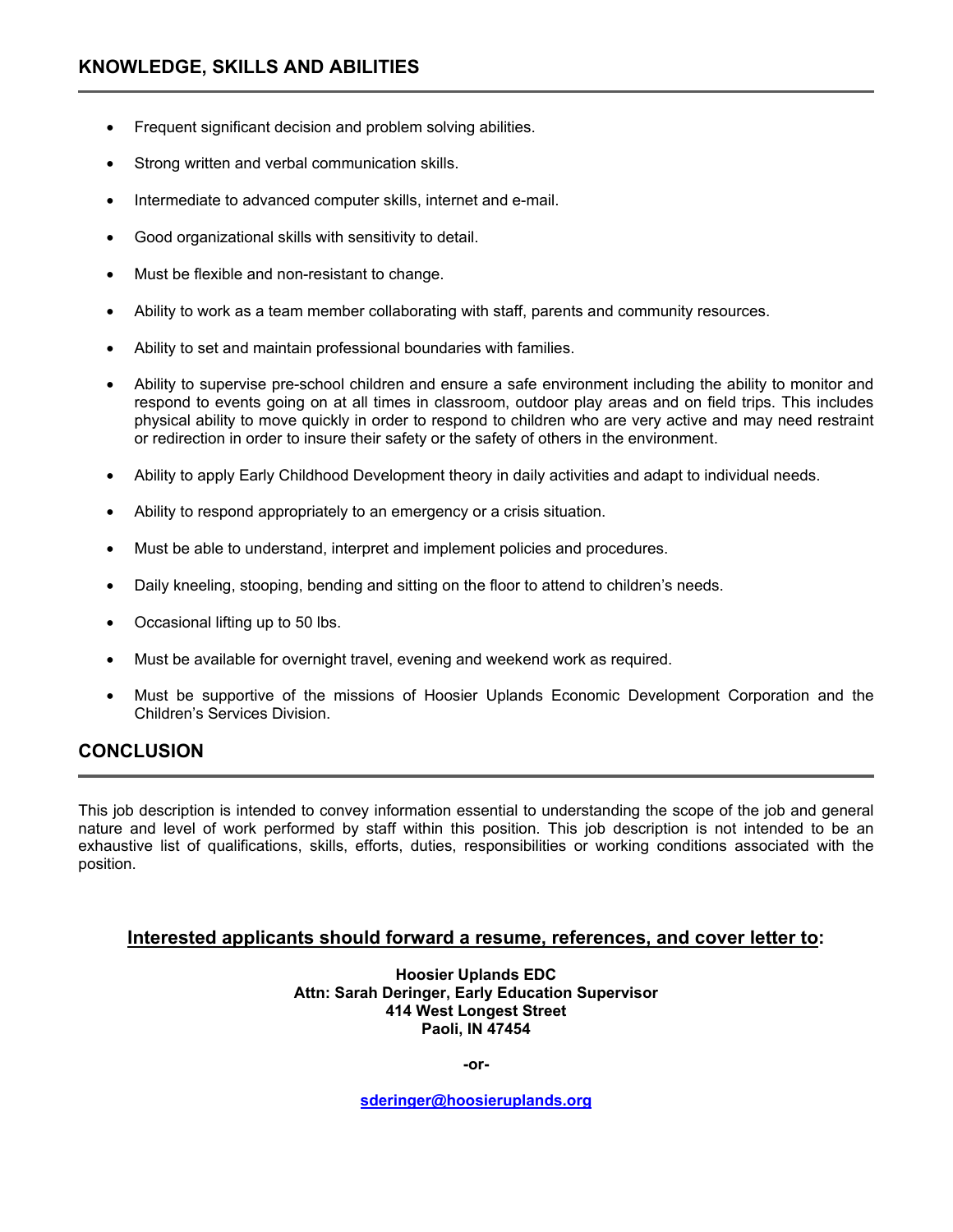## KNOWLEDGE, SKILLS AND ABILITIES

- Frequent significant decision and problem solving abilities.
- Strong written and verbal communication skills.
- Intermediate to advanced computer skills, internet and e-mail.
- Good organizational skills with sensitivity to detail.
- Must be flexible and non-resistant to change.
- Ability to work as a team member collaborating with staff, parents and community resources.
- Ability to set and maintain professional boundaries with families.
- Ability to supervise pre-school children and ensure a safe environment including the ability to monitor and respond to events going on at all times in classroom, outdoor play areas and on field trips. This includes physical ability to move quickly in order to respond to children who are very active and may need restraint or redirection in order to insure their safety or the safety of others in the environment.
- Ability to apply Early Childhood Development theory in daily activities and adapt to individual needs.
- Ability to respond appropriately to an emergency or a crisis situation.
- Must be able to understand, interpret and implement policies and procedures.
- Daily kneeling, stooping, bending and sitting on the floor to attend to children's needs.
- Occasional lifting up to 50 lbs.
- Must be available for overnight travel, evening and weekend work as required.
- Must be supportive of the missions of Hoosier Uplands Economic Development Corporation and the Children's Services Division.

## CONCLUSION

This job description is intended to convey information essential to understanding the scope of the job and general nature and level of work performed by staff within this position. This job description is not intended to be an exhaustive list of qualifications, skills, efforts, duties, responsibilities or working conditions associated with the position.

**Interested applicants should forward a resume, references, and cover letter to:**

**Hoosier Uplands EDC**
**Attn: Sarah Deringer, Early Education Supervisor**
**414 West Longest Street**
**Paoli, IN 47454**

**-or-**

**sderinger@hoosieruplands.org**